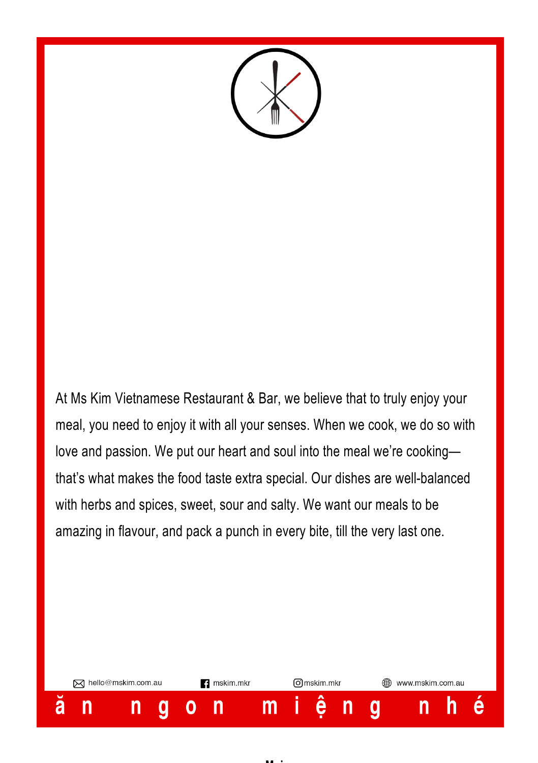At Ms Kim Vietnamese Restaurant & Bar, we believe that to truly enjoy your meal, you need to enjoy it with all your senses. When we cook, we do so with love and passion. We put our heart and soul into the meal we're cooking—that's what makes the food taste extra special. Our dishes are well-balanced with herbs and spices, sweet, sour and salty. We want our meals to be amazing in flavour, and pack a punch in every bite, till the very last one.

hello@mskim.com.au | mskim.mkr | mskim.mkr | www.mskim.com.au

ăn ngon miệng nhé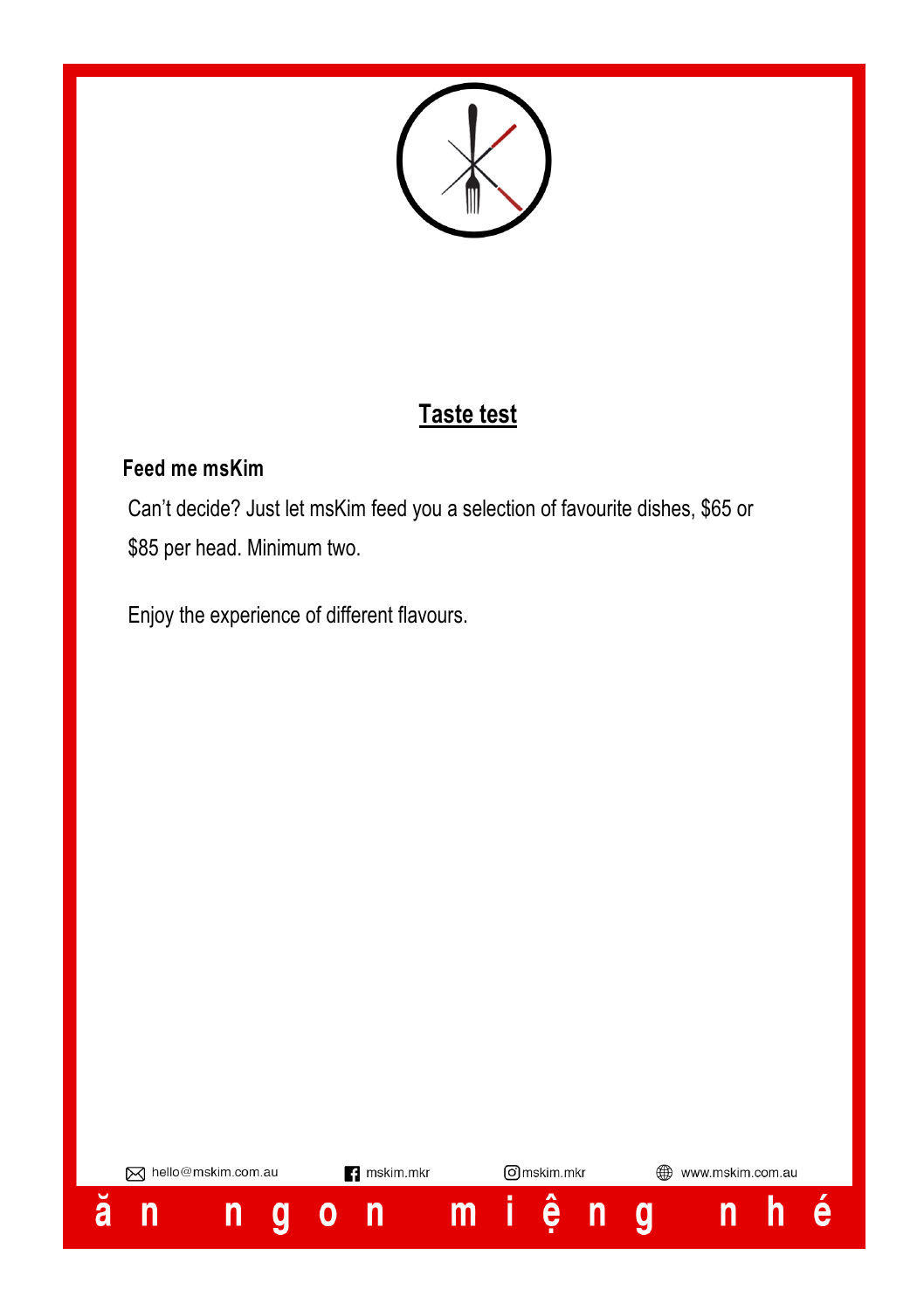## Taste test

**Feed me msKim**

Can't decide? Just let msKim feed you a selection of favourite dishes, $65 or $85 per head. Minimum two.

Enjoy the experience of different flavours.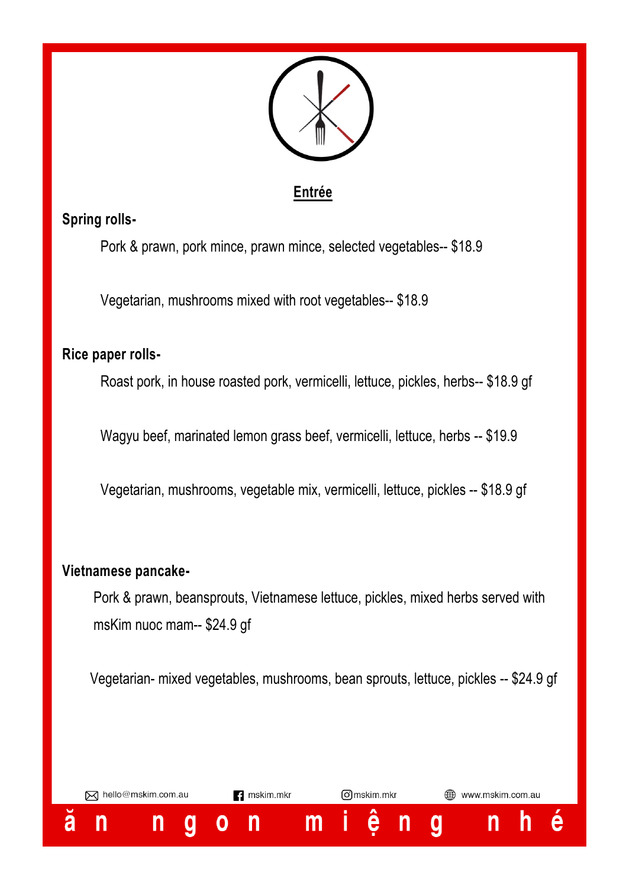# Entrée

**Spring rolls-**

Pork & prawn, pork mince, prawn mince, selected vegetables-- $18.9

Vegetarian, mushrooms mixed with root vegetables-- $18.9

**Rice paper rolls-**

Roast pork, in house roasted pork, vermicelli, lettuce, pickles, herbs-- $18.9 gf

Wagyu beef, marinated lemon grass beef, vermicelli, lettuce, herbs -- $19.9

Vegetarian, mushrooms, vegetable mix, vermicelli, lettuce, pickles -- $18.9 gf

**Vietnamese pancake-**

Pork & prawn, beansprouts, Vietnamese lettuce, pickles, mixed herbs served with msKim nuoc mam-- $24.9 gf

Vegetarian- mixed vegetables, mushrooms, bean sprouts, lettuce, pickles -- $24.9 gf

hello@mskim.com.au | mskim.mkr | mskim.mkr | www.mskim.com.au

ăn ngon miệng nhé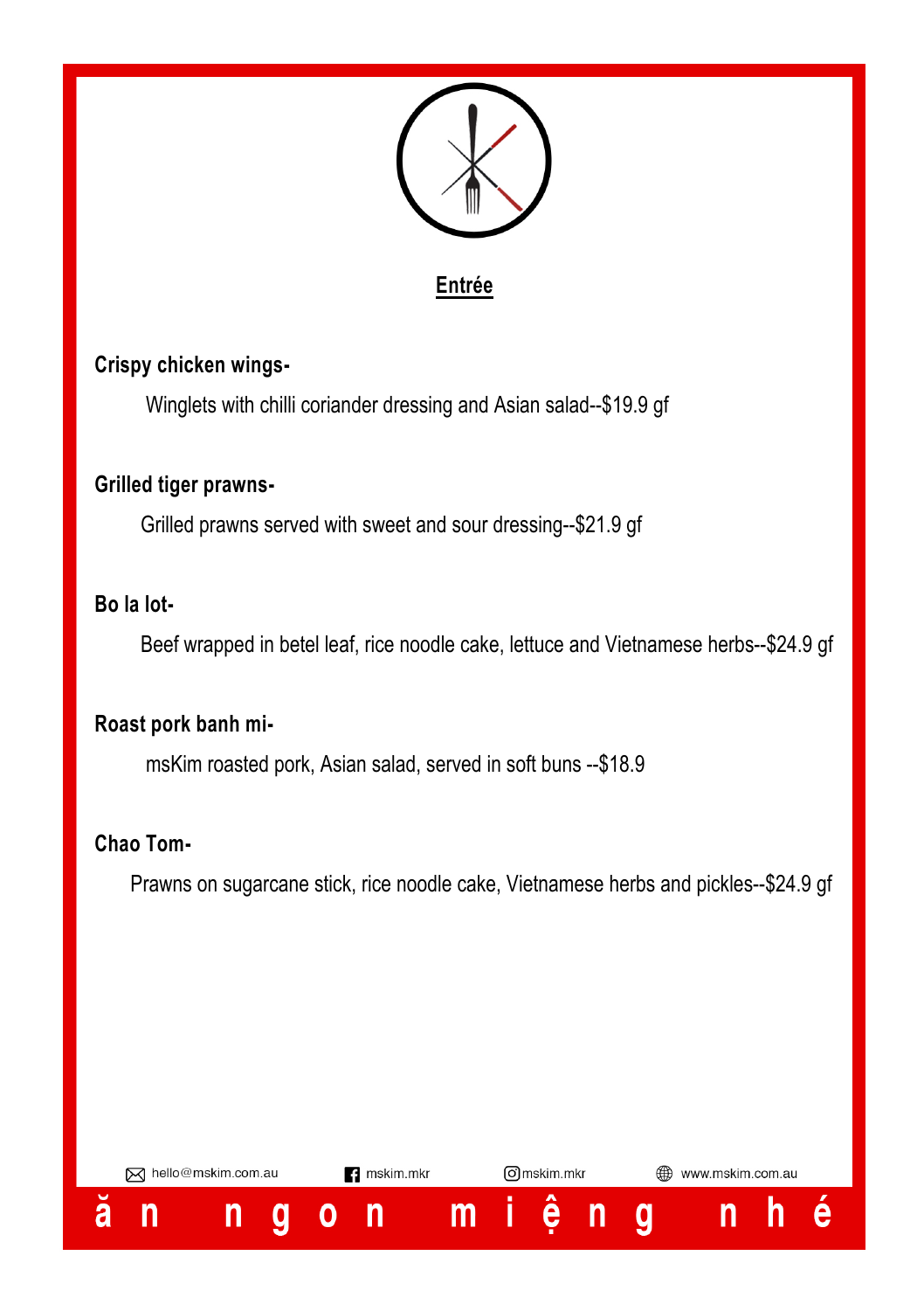## Entrée

**Crispy chicken wings-**

Winglets with chilli coriander dressing and Asian salad--$19.9 gf

**Grilled tiger prawns-**

Grilled prawns served with sweet and sour dressing--$21.9 gf

**Bo la lot-**

Beef wrapped in betel leaf, rice noodle cake, lettuce and Vietnamese herbs--$24.9 gf

**Roast pork banh mi-**

msKim roasted pork, Asian salad, served in soft buns --$18.9

**Chao Tom-**

Prawns on sugarcane stick, rice noodle cake, Vietnamese herbs and pickles--$24.9 gf

hello@mskim.com.au | mskim.mkr | mskim.mkr | www.mskim.com.au

**ăn ngon miệng nhé**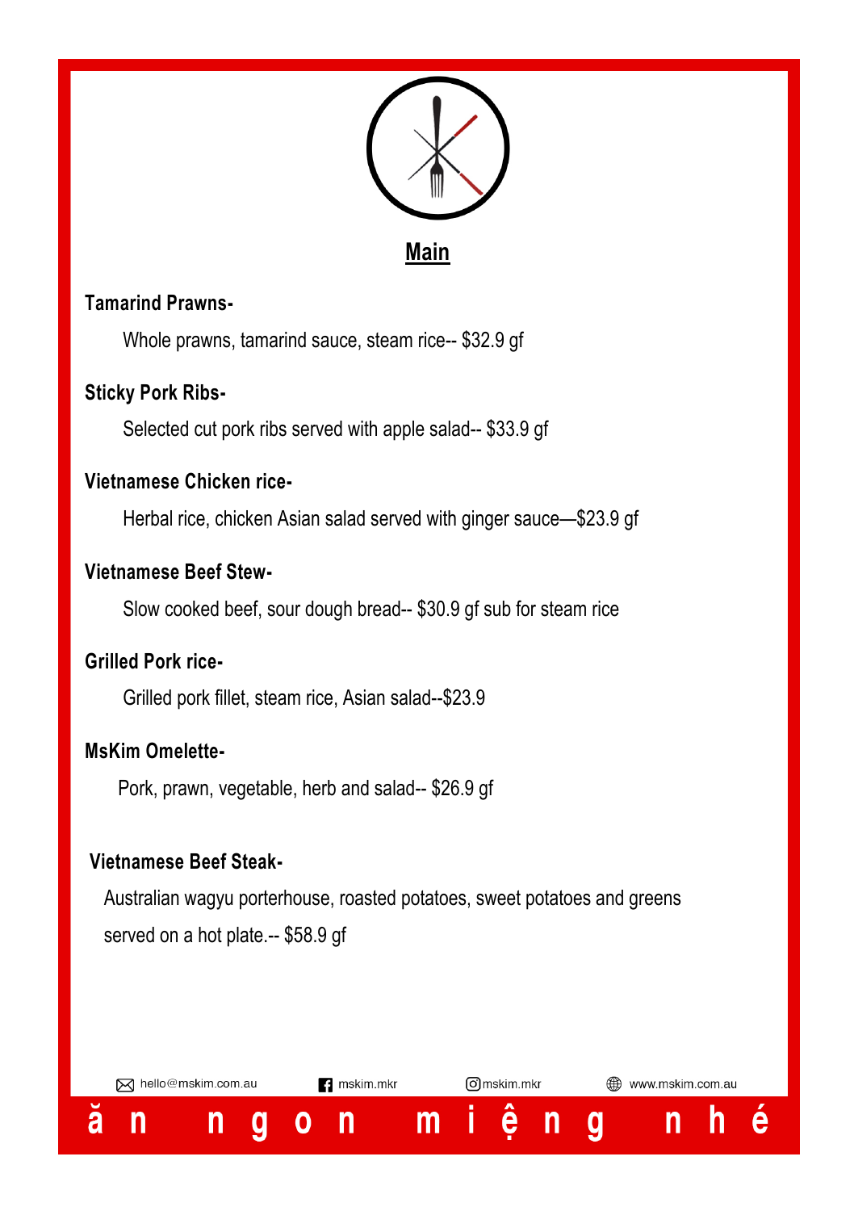# Main

**Tamarind Prawns-**

Whole prawns, tamarind sauce, steam rice-- $32.9 gf

**Sticky Pork Ribs-**

Selected cut pork ribs served with apple salad-- $33.9 gf

**Vietnamese Chicken rice-**

Herbal rice, chicken Asian salad served with ginger sauce—$23.9 gf

**Vietnamese Beef Stew-**

Slow cooked beef, sour dough bread-- $30.9 gf sub for steam rice

**Grilled Pork rice-**

Grilled pork fillet, steam rice, Asian salad--$23.9

**MsKim Omelette-**

Pork, prawn, vegetable, herb and salad-- $26.9 gf

**Vietnamese Beef Steak-**

Australian wagyu porterhouse, roasted potatoes, sweet potatoes and greens served on a hot plate.-- $58.9 gf

hello@mskim.com.au mskim.mkr mskim.mkr www.mskim.com.au

ăn ngon miệng nhé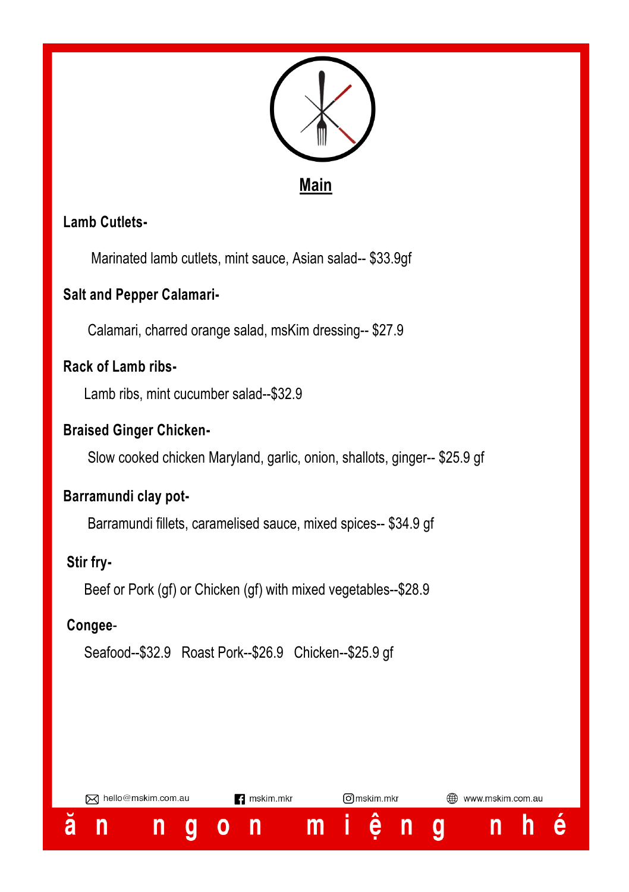# Main

**Lamb Cutlets-**

Marinated lamb cutlets, mint sauce, Asian salad-- $33.9gf

**Salt and Pepper Calamari-**

Calamari, charred orange salad, msKim dressing-- $27.9

**Rack of Lamb ribs-**

Lamb ribs, mint cucumber salad--$32.9

**Braised Ginger Chicken-**

Slow cooked chicken Maryland, garlic, onion, shallots, ginger-- $25.9 gf

**Barramundi clay pot-**

Barramundi fillets, caramelised sauce, mixed spices-- $34.9 gf

**Stir fry-**

Beef or Pork (gf) or Chicken (gf) with mixed vegetables--$28.9

**Congee-**

Seafood--$32.9   Roast Pork--$26.9   Chicken--$25.9 gf

hello@mskim.com.au   mskim.mkr   mskim.mkr   www.mskim.com.au

ă n   n g o n   m i ệ n g   n h é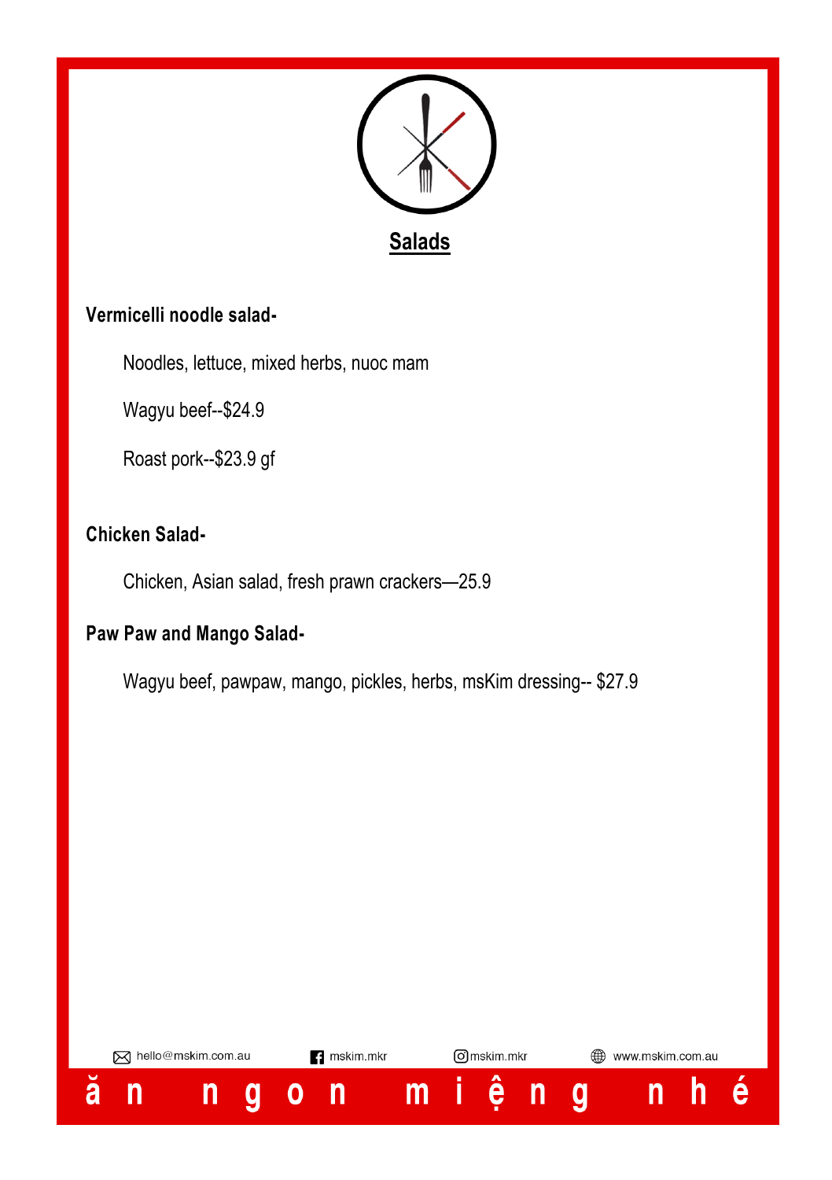# Salads

**Vermicelli noodle salad-**

Noodles, lettuce, mixed herbs, nuoc mam

Wagyu beef--$24.9

Roast pork--$23.9 gf

**Chicken Salad-**

Chicken, Asian salad, fresh prawn crackers—25.9

**Paw Paw and Mango Salad-**

Wagyu beef, pawpaw, mango, pickles, herbs, msKim dressing-- $27.9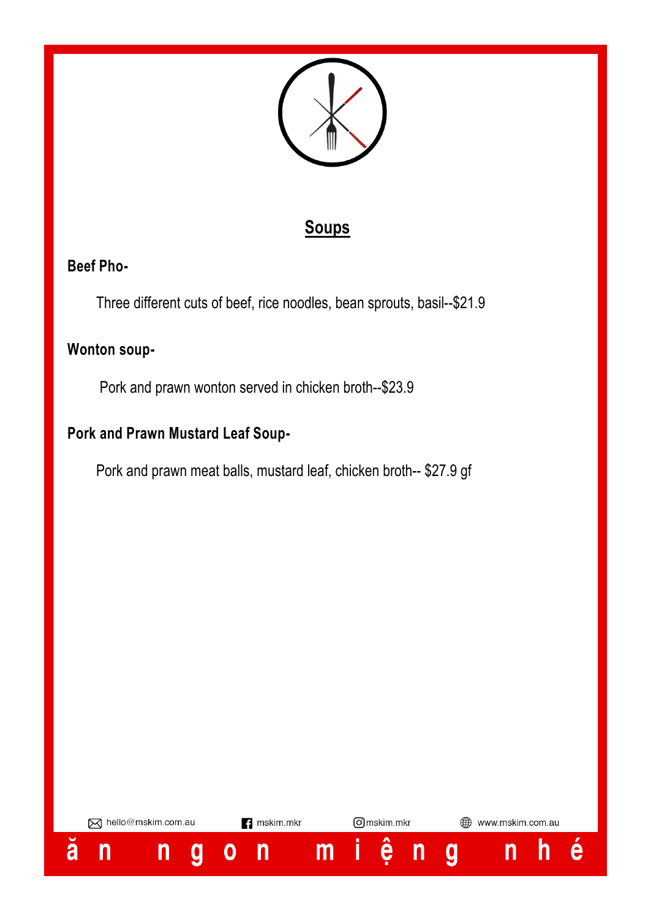## Soups

**Beef Pho-**

Three different cuts of beef, rice noodles, bean sprouts, basil--$21.9

**Wonton soup-**

Pork and prawn wonton served in chicken broth--$23.9

**Pork and Prawn Mustard Leaf Soup-**

Pork and prawn meat balls, mustard leaf, chicken broth-- $27.9 gf

hello@mskim.com.au mskim.mkr mskim.mkr www.mskim.com.au

ăn ngon miệng nhé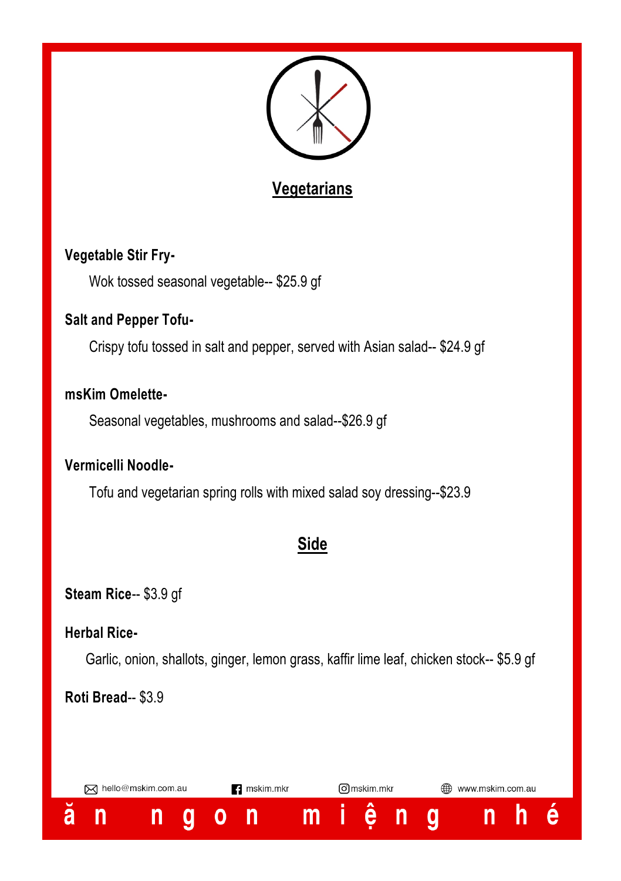## Vegetarians

**Vegetable Stir Fry-**

Wok tossed seasonal vegetable-- $25.9 gf

**Salt and Pepper Tofu-**

Crispy tofu tossed in salt and pepper, served with Asian salad-- $24.9 gf

**msKim Omelette-**

Seasonal vegetables, mushrooms and salad--$26.9 gf

**Vermicelli Noodle-**

Tofu and vegetarian spring rolls with mixed salad soy dressing--$23.9

## Side

**Steam Rice**-- $3.9 gf

**Herbal Rice-**

Garlic, onion, shallots, ginger, lemon grass, kaffir lime leaf, chicken stock-- $5.9 gf

**Roti Bread**-- $3.9

hello@mskim.com.au | mskim.mkr | mskim.mkr | www.mskim.com.au

ăn ngon miệng nhé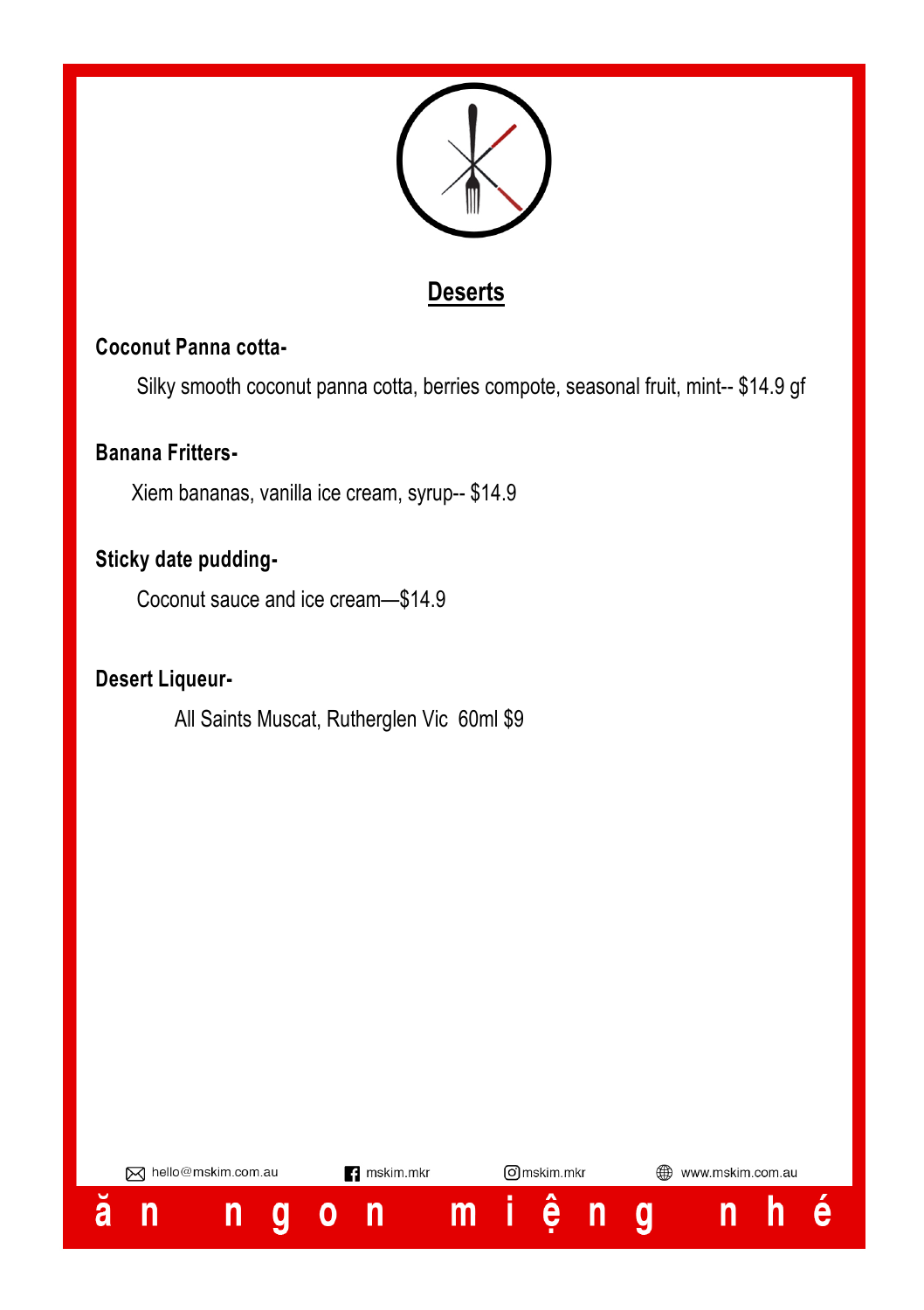# Deserts

**Coconut Panna cotta-**

Silky smooth coconut panna cotta, berries compote, seasonal fruit, mint-- $14.9 gf

**Banana Fritters-**

Xiem bananas, vanilla ice cream, syrup-- $14.9

**Sticky date pudding-**

Coconut sauce and ice cream—$14.9

**Desert Liqueur-**

All Saints Muscat, Rutherglen Vic 60ml $9

hello@mskim.com.au mskim.mkr mskim.mkr www.mskim.com.au

ăn ngon miệng nhé